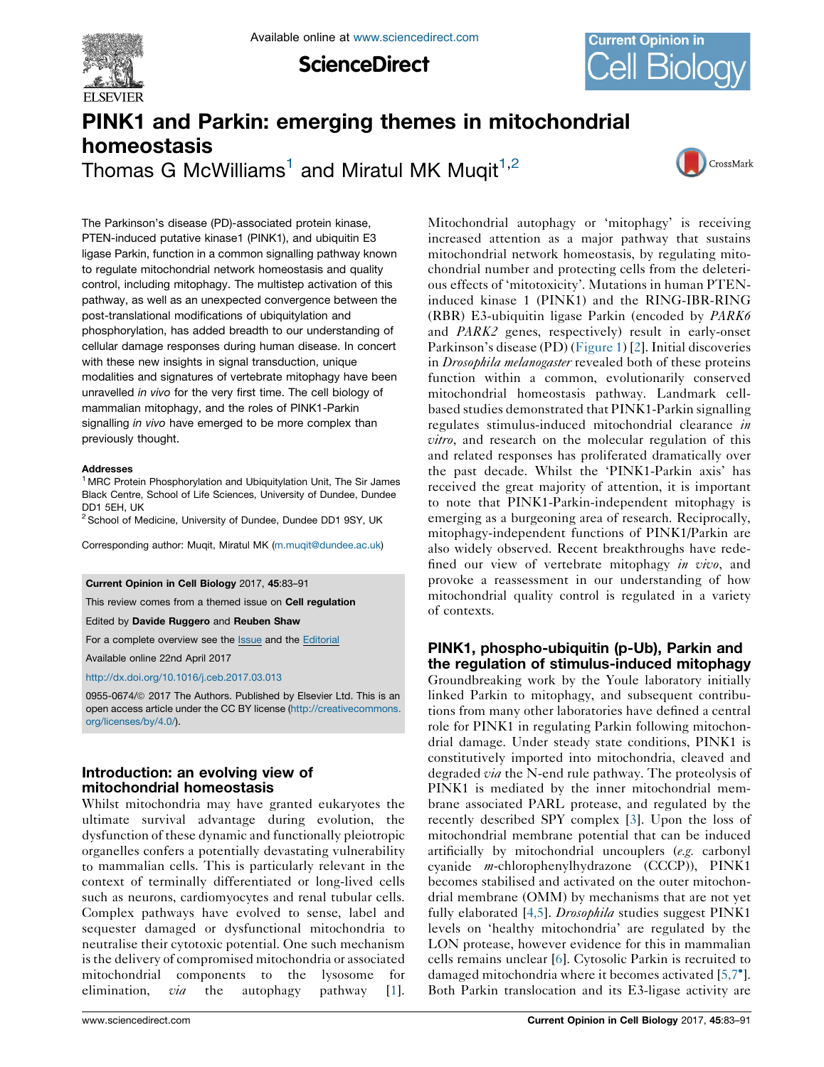# PINK1 and Parkin: emerging themes in mitochondrial homeostasis

Thomas G McWilliams[1] and Miratul MK Muqit[1,2]

The Parkinson's disease (PD)-associated protein kinase, PTEN-induced putative kinase1 (PINK1), and ubiquitin E3 ligase Parkin, function in a common signalling pathway known to regulate mitochondrial network homeostasis and quality control, including mitophagy. The multistep activation of this pathway, as well as an unexpected convergence between the post-translational modifications of ubiquitylation and phosphorylation, has added breadth to our understanding of cellular damage responses during human disease. In concert with these new insights in signal transduction, unique modalities and signatures of vertebrate mitophagy have been unravelled *in vivo* for the very first time. The cell biology of mammalian mitophagy, and the roles of PINK1-Parkin signalling *in vivo* have emerged to be more complex than previously thought.

**Addresses**

[1] MRC Protein Phosphorylation and Ubiquitylation Unit, The Sir James Black Centre, School of Life Sciences, University of Dundee, Dundee DD1 5EH, UK

[2] School of Medicine, University of Dundee, Dundee DD1 9SY, UK

Corresponding author: Muqit, Miratul MK (m.muqit@dundee.ac.uk)

**Current Opinion in Cell Biology** 2017, **45**:83–91

This review comes from a themed issue on **Cell regulation**

Edited by **Davide Ruggero** and **Reuben Shaw**

For a complete overview see the Issue and the Editorial

Available online 22nd April 2017

http://dx.doi.org/10.1016/j.ceb.2017.03.013

0955-0674/© 2017 The Authors. Published by Elsevier Ltd. This is an open access article under the CC BY license (http://creativecommons.org/licenses/by/4.0/).

## Introduction: an evolving view of mitochondrial homeostasis

Whilst mitochondria may have granted eukaryotes the ultimate survival advantage during evolution, the dysfunction of these dynamic and functionally pleiotropic organelles confers a potentially devastating vulnerability to mammalian cells. This is particularly relevant in the context of terminally differentiated or long-lived cells such as neurons, cardiomyocytes and renal tubular cells. Complex pathways have evolved to sense, label and sequester damaged or dysfunctional mitochondria to neutralise their cytotoxic potential. One such mechanism is the delivery of compromised mitochondria or associated mitochondrial components to the lysosome for elimination, *via* the autophagy pathway [1].

Mitochondrial autophagy or 'mitophagy' is receiving increased attention as a major pathway that sustains mitochondrial network homeostasis, by regulating mitochondrial number and protecting cells from the deleterious effects of 'mitotoxicity'. Mutations in human PTEN-induced kinase 1 (PINK1) and the RING-IBR-RING (RBR) E3-ubiquitin ligase Parkin (encoded by *PARK6* and *PARK2* genes, respectively) result in early-onset Parkinson's disease (PD) (Figure 1) [2]. Initial discoveries in *Drosophila melanogaster* revealed both of these proteins function within a common, evolutionarily conserved mitochondrial homeostasis pathway. Landmark cell-based studies demonstrated that PINK1-Parkin signalling regulates stimulus-induced mitochondrial clearance *in vitro*, and research on the molecular regulation of this and related responses has proliferated dramatically over the past decade. Whilst the 'PINK1-Parkin axis' has received the great majority of attention, it is important to note that PINK1-Parkin-independent mitophagy is emerging as a burgeoning area of research. Reciprocally, mitophagy-independent functions of PINK1/Parkin are also widely observed. Recent breakthroughs have redefined our view of vertebrate mitophagy *in vivo*, and provoke a reassessment in our understanding of how mitochondrial quality control is regulated in a variety of contexts.

## PINK1, phospho-ubiquitin (p-Ub), Parkin and the regulation of stimulus-induced mitophagy

Groundbreaking work by the Youle laboratory initially linked Parkin to mitophagy, and subsequent contributions from many other laboratories have defined a central role for PINK1 in regulating Parkin following mitochondrial damage. Under steady state conditions, PINK1 is constitutively imported into mitochondria, cleaved and degraded *via* the N-end rule pathway. The proteolysis of PINK1 is mediated by the inner mitochondrial membrane associated PARL protease, and regulated by the recently described SPY complex [3]. Upon the loss of mitochondrial membrane potential that can be induced artificially by mitochondrial uncouplers (*e.g.* carbonyl cyanide *m*-chlorophenylhydrazone (CCCP)), PINK1 becomes stabilised and activated on the outer mitochondrial membrane (OMM) by mechanisms that are not yet fully elaborated [4,5]. *Drosophila* studies suggest PINK1 levels on 'healthy mitochondria' are regulated by the LON protease, however evidence for this in mammalian cells remains unclear [6]. Cytosolic Parkin is recruited to damaged mitochondria where it becomes activated [5,7•]. Both Parkin translocation and its E3-ligase activity are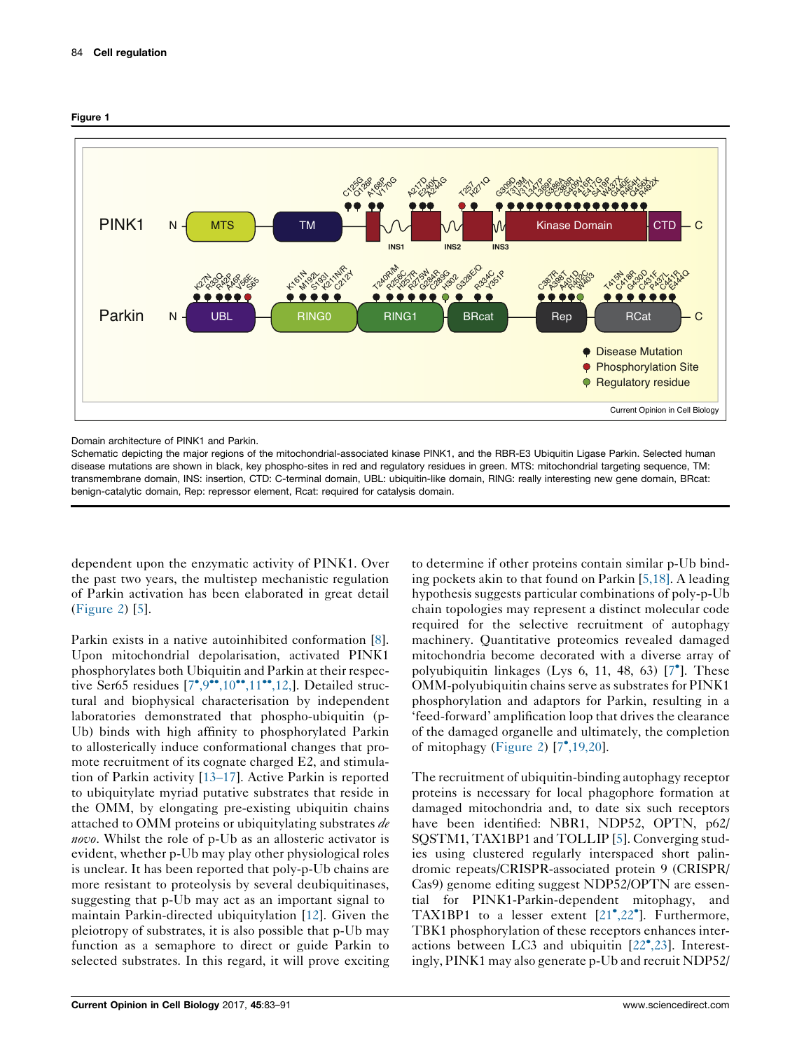**Figure 1**

Domain architecture of PINK1 and Parkin.

Schematic depicting the major regions of the mitochondrial-associated kinase PINK1, and the RBR-E3 Ubiquitin Ligase Parkin. Selected human disease mutations are shown in black, key phospho-sites in red and regulatory residues in green. MTS: mitochondrial targeting sequence, TM: transmembrane domain, INS: insertion, CTD: C-terminal domain, UBL: ubiquitin-like domain, RING: really interesting new gene domain, BRcat: benign-catalytic domain, Rep: repressor element, Rcat: required for catalysis domain.

dependent upon the enzymatic activity of PINK1. Over the past two years, the multistep mechanistic regulation of Parkin activation has been elaborated in great detail (Figure 2) [5].

Parkin exists in a native autoinhibited conformation [8]. Upon mitochondrial depolarisation, activated PINK1 phosphorylates both Ubiquitin and Parkin at their respective Ser65 residues [7•,9••,10••,11••,12,]. Detailed structural and biophysical characterisation by independent laboratories demonstrated that phospho-ubiquitin (p-Ub) binds with high affinity to phosphorylated Parkin to allosterically induce conformational changes that promote recruitment of its cognate charged E2, and stimulation of Parkin activity [13–17]. Active Parkin is reported to ubiquitylate myriad putative substrates that reside in the OMM, by elongating pre-existing ubiquitin chains attached to OMM proteins or ubiquitylating substrates *de novo*. Whilst the role of p-Ub as an allosteric activator is evident, whether p-Ub may play other physiological roles is unclear. It has been reported that poly-p-Ub chains are more resistant to proteolysis by several deubiquitinases, suggesting that p-Ub may act as an important signal to maintain Parkin-directed ubiquitylation [12]. Given the pleiotropy of substrates, it is also possible that p-Ub may function as a semaphore to direct or guide Parkin to selected substrates. In this regard, it will prove exciting to determine if other proteins contain similar p-Ub binding pockets akin to that found on Parkin [5,18]. A leading hypothesis suggests particular combinations of poly-p-Ub chain topologies may represent a distinct molecular code required for the selective recruitment of autophagy machinery. Quantitative proteomics revealed damaged mitochondria become decorated with a diverse array of polyubiquitin linkages (Lys 6, 11, 48, 63) [7•]. These OMM-polyubiquitin chains serve as substrates for PINK1 phosphorylation and adaptors for Parkin, resulting in a 'feed-forward' amplification loop that drives the clearance of the damaged organelle and ultimately, the completion of mitophagy (Figure 2) [7•,19,20].

The recruitment of ubiquitin-binding autophagy receptor proteins is necessary for local phagophore formation at damaged mitochondria and, to date six such receptors have been identified: NBR1, NDP52, OPTN, p62/SQSTM1, TAX1BP1 and TOLLIP [5]. Converging studies using clustered regularly interspaced short palindromic repeats/CRISPR-associated protein 9 (CRISPR/Cas9) genome editing suggest NDP52/OPTN are essential for PINK1-Parkin-dependent mitophagy, and TAX1BP1 to a lesser extent [21•,22•]. Furthermore, TBK1 phosphorylation of these receptors enhances interactions between LC3 and ubiquitin [22•,23]. Interestingly, PINK1 may also generate p-Ub and recruit NDP52/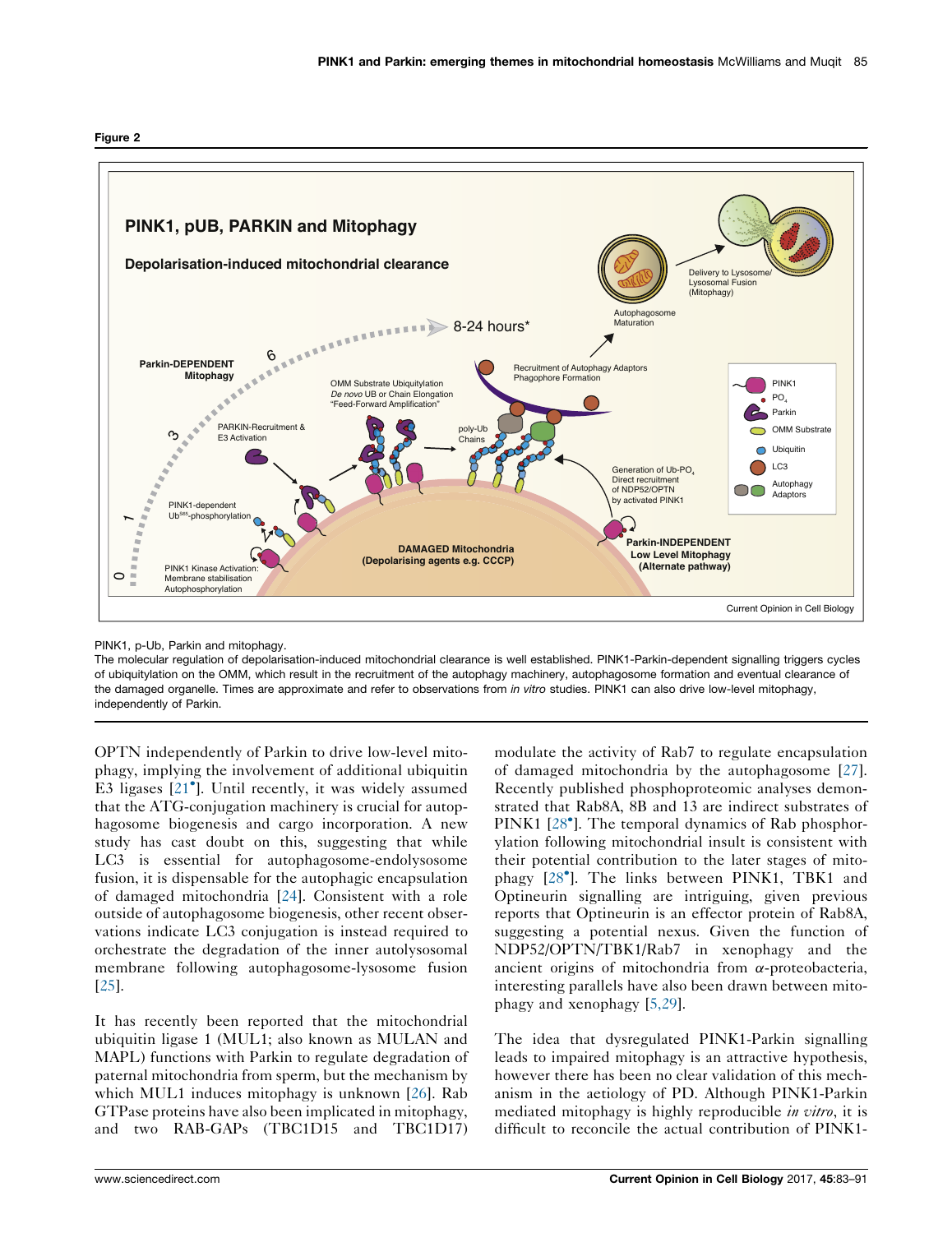**Figure 2**

PINK1, p-Ub, Parkin and mitophagy.

The molecular regulation of depolarisation-induced mitochondrial clearance is well established. PINK1-Parkin-dependent signalling triggers cycles of ubiquitylation on the OMM, which result in the recruitment of the autophagy machinery, autophagosome formation and eventual clearance of the damaged organelle. Times are approximate and refer to observations from *in vitro* studies. PINK1 can also drive low-level mitophagy, independently of Parkin.

OPTN independently of Parkin to drive low-level mitophagy, implying the involvement of additional ubiquitin E3 ligases [21•]. Until recently, it was widely assumed that the ATG-conjugation machinery is crucial for autophagosome biogenesis and cargo incorporation. A new study has cast doubt on this, suggesting that while LC3 is essential for autophagosome-endolysosome fusion, it is dispensable for the autophagic encapsulation of damaged mitochondria [24]. Consistent with a role outside of autophagosome biogenesis, other recent observations indicate LC3 conjugation is instead required to orchestrate the degradation of the inner autolysosomal membrane following autophagosome-lysosome fusion [25].

It has recently been reported that the mitochondrial ubiquitin ligase 1 (MUL1; also known as MULAN and MAPL) functions with Parkin to regulate degradation of paternal mitochondria from sperm, but the mechanism by which MUL1 induces mitophagy is unknown [26]. Rab GTPase proteins have also been implicated in mitophagy, and two RAB-GAPs (TBC1D15 and TBC1D17) modulate the activity of Rab7 to regulate encapsulation of damaged mitochondria by the autophagosome [27]. Recently published phosphoproteomic analyses demonstrated that Rab8A, 8B and 13 are indirect substrates of PINK1 [28•]. The temporal dynamics of Rab phosphorylation following mitochondrial insult is consistent with their potential contribution to the later stages of mitophagy [28•]. The links between PINK1, TBK1 and Optineurin signalling are intriguing, given previous reports that Optineurin is an effector protein of Rab8A, suggesting a potential nexus. Given the function of NDP52/OPTN/TBK1/Rab7 in xenophagy and the ancient origins of mitochondria from α-proteobacteria, interesting parallels have also been drawn between mitophagy and xenophagy [5,29].

The idea that dysregulated PINK1-Parkin signalling leads to impaired mitophagy is an attractive hypothesis, however there has been no clear validation of this mechanism in the aetiology of PD. Although PINK1-Parkin mediated mitophagy is highly reproducible *in vitro*, it is difficult to reconcile the actual contribution of PINK1-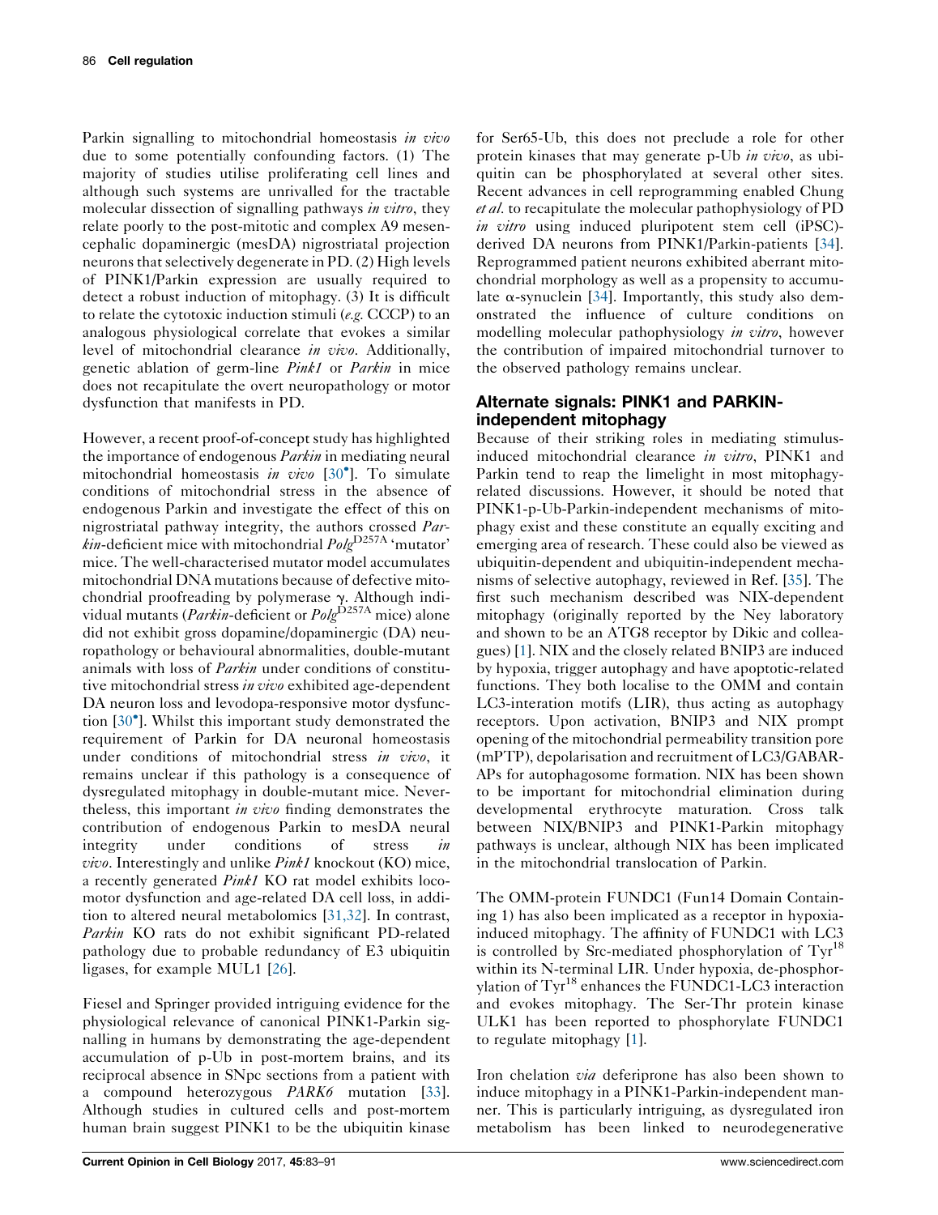Parkin signalling to mitochondrial homeostasis *in vivo* due to some potentially confounding factors. (1) The majority of studies utilise proliferating cell lines and although such systems are unrivalled for the tractable molecular dissection of signalling pathways *in vitro*, they relate poorly to the post-mitotic and complex A9 mesencephalic dopaminergic (mesDA) nigrostriatal projection neurons that selectively degenerate in PD. (2) High levels of PINK1/Parkin expression are usually required to detect a robust induction of mitophagy. (3) It is difficult to relate the cytotoxic induction stimuli (*e.g.* CCCP) to an analogous physiological correlate that evokes a similar level of mitochondrial clearance *in vivo*. Additionally, genetic ablation of germ-line *Pink1* or *Parkin* in mice does not recapitulate the overt neuropathology or motor dysfunction that manifests in PD.

However, a recent proof-of-concept study has highlighted the importance of endogenous *Parkin* in mediating neural mitochondrial homeostasis *in vivo* [30•]. To simulate conditions of mitochondrial stress in the absence of endogenous Parkin and investigate the effect of this on nigrostriatal pathway integrity, the authors crossed *Parkin*-deficient mice with mitochondrial *Polg*$^{D257A}$ 'mutator' mice. The well-characterised mutator model accumulates mitochondrial DNA mutations because of defective mitochondrial proofreading by polymerase γ. Although individual mutants (*Parkin*-deficient or *Polg*$^{D257A}$ mice) alone did not exhibit gross dopamine/dopaminergic (DA) neuropathology or behavioural abnormalities, double-mutant animals with loss of *Parkin* under conditions of constitutive mitochondrial stress *in vivo* exhibited age-dependent DA neuron loss and levodopa-responsive motor dysfunction [30•]. Whilst this important study demonstrated the requirement of Parkin for DA neuronal homeostasis under conditions of mitochondrial stress *in vivo*, it remains unclear if this pathology is a consequence of dysregulated mitophagy in double-mutant mice. Nevertheless, this important *in vivo* finding demonstrates the contribution of endogenous Parkin to mesDA neural integrity under conditions of stress *in vivo*. Interestingly and unlike *Pink1* knockout (KO) mice, a recently generated *Pink1* KO rat model exhibits locomotor dysfunction and age-related DA cell loss, in addition to altered neural metabolomics [31,32]. In contrast, *Parkin* KO rats do not exhibit significant PD-related pathology due to probable redundancy of E3 ubiquitin ligases, for example MUL1 [26].

Fiesel and Springer provided intriguing evidence for the physiological relevance of canonical PINK1-Parkin signalling in humans by demonstrating the age-dependent accumulation of p-Ub in post-mortem brains, and its reciprocal absence in SNpc sections from a patient with a compound heterozygous *PARK6* mutation [33]. Although studies in cultured cells and post-mortem human brain suggest PINK1 to be the ubiquitin kinase for Ser65-Ub, this does not preclude a role for other protein kinases that may generate p-Ub *in vivo*, as ubiquitin can be phosphorylated at several other sites. Recent advances in cell reprogramming enabled Chung *et al.* to recapitulate the molecular pathophysiology of PD *in vitro* using induced pluripotent stem cell (iPSC)-derived DA neurons from PINK1/Parkin-patients [34]. Reprogrammed patient neurons exhibited aberrant mitochondrial morphology as well as a propensity to accumulate α-synuclein [34]. Importantly, this study also demonstrated the influence of culture conditions on modelling molecular pathophysiology *in vitro*, however the contribution of impaired mitochondrial turnover to the observed pathology remains unclear.

## Alternate signals: PINK1 and PARKIN-independent mitophagy

Because of their striking roles in mediating stimulus-induced mitochondrial clearance *in vitro*, PINK1 and Parkin tend to reap the limelight in most mitophagy-related discussions. However, it should be noted that PINK1-p-Ub-Parkin-independent mechanisms of mitophagy exist and these constitute an equally exciting and emerging area of research. These could also be viewed as ubiquitin-dependent and ubiquitin-independent mechanisms of selective autophagy, reviewed in Ref. [35]. The first such mechanism described was NIX-dependent mitophagy (originally reported by the Ney laboratory and shown to be an ATG8 receptor by Dikic and colleagues) [1]. NIX and the closely related BNIP3 are induced by hypoxia, trigger autophagy and have apoptotic-related functions. They both localise to the OMM and contain LC3-interation motifs (LIR), thus acting as autophagy receptors. Upon activation, BNIP3 and NIX prompt opening of the mitochondrial permeability transition pore (mPTP), depolarisation and recruitment of LC3/GABARAPs for autophagosome formation. NIX has been shown to be important for mitochondrial elimination during developmental erythrocyte maturation. Cross talk between NIX/BNIP3 and PINK1-Parkin mitophagy pathways is unclear, although NIX has been implicated in the mitochondrial translocation of Parkin.

The OMM-protein FUNDC1 (Fun14 Domain Containing 1) has also been implicated as a receptor in hypoxia-induced mitophagy. The affinity of FUNDC1 with LC3 is controlled by Src-mediated phosphorylation of $Tyr^{18}$ within its N-terminal LIR. Under hypoxia, de-phosphorylation of $Tyr^{18}$ enhances the FUNDC1-LC3 interaction and evokes mitophagy. The Ser-Thr protein kinase ULK1 has been reported to phosphorylate FUNDC1 to regulate mitophagy [1].

Iron chelation *via* deferiprone has also been shown to induce mitophagy in a PINK1-Parkin-independent manner. This is particularly intriguing, as dysregulated iron metabolism has been linked to neurodegenerative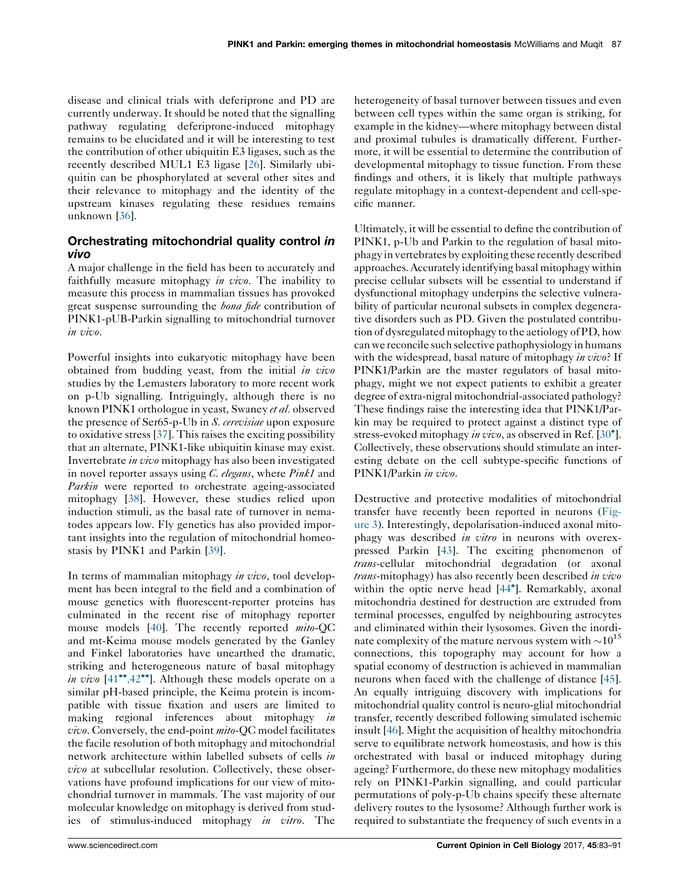disease and clinical trials with deferiprone and PD are currently underway. It should be noted that the signalling pathway regulating deferiprone-induced mitophagy remains to be elucidated and it will be interesting to test the contribution of other ubiquitin E3 ligases, such as the recently described MUL1 E3 ligase [26]. Similarly ubiquitin can be phosphorylated at several other sites and their relevance to mitophagy and the identity of the upstream kinases regulating these residues remains unknown [36].

## Orchestrating mitochondrial quality control *in vivo*

A major challenge in the field has been to accurately and faithfully measure mitophagy *in vivo*. The inability to measure this process in mammalian tissues has provoked great suspense surrounding the *bona fide* contribution of PINK1-pUB-Parkin signalling to mitochondrial turnover *in vivo*.

Powerful insights into eukaryotic mitophagy have been obtained from budding yeast, from the initial *in vivo* studies by the Lemasters laboratory to more recent work on p-Ub signalling. Intriguingly, although there is no known PINK1 orthologue in yeast, Swaney *et al.* observed the presence of Ser65-p-Ub in *S. cerevisiae* upon exposure to oxidative stress [37]. This raises the exciting possibility that an alternate, PINK1-like ubiquitin kinase may exist. Invertebrate *in vivo* mitophagy has also been investigated in novel reporter assays using *C. elegans*, where *Pink1* and *Parkin* were reported to orchestrate ageing-associated mitophagy [38]. However, these studies relied upon induction stimuli, as the basal rate of turnover in nematodes appears low. Fly genetics has also provided important insights into the regulation of mitochondrial homeostasis by PINK1 and Parkin [39].

In terms of mammalian mitophagy *in vivo*, tool development has been integral to the field and a combination of mouse genetics with fluorescent-reporter proteins has culminated in the recent rise of mitophagy reporter mouse models [40]. The recently reported *mito*-QC and mt-Keima mouse models generated by the Ganley and Finkel laboratories have unearthed the dramatic, striking and heterogeneous nature of basal mitophagy *in vivo* [41••,42••]. Although these models operate on a similar pH-based principle, the Keima protein is incompatible with tissue fixation and users are limited to making regional inferences about mitophagy *in vivo*. Conversely, the end-point *mito*-QC model facilitates the facile resolution of both mitophagy and mitochondrial network architecture within labelled subsets of cells *in vivo* at subcellular resolution. Collectively, these observations have profound implications for our view of mitochondrial turnover in mammals. The vast majority of our molecular knowledge on mitophagy is derived from studies of stimulus-induced mitophagy *in vitro*. The heterogeneity of basal turnover between tissues and even between cell types within the same organ is striking, for example in the kidney—where mitophagy between distal and proximal tubules is dramatically different. Furthermore, it will be essential to determine the contribution of developmental mitophagy to tissue function. From these findings and others, it is likely that multiple pathways regulate mitophagy in a context-dependent and cell-specific manner.

Ultimately, it will be essential to define the contribution of PINK1, p-Ub and Parkin to the regulation of basal mitophagy in vertebrates by exploiting these recently described approaches. Accurately identifying basal mitophagy within precise cellular subsets will be essential to understand if dysfunctional mitophagy underpins the selective vulnerability of particular neuronal subsets in complex degenerative disorders such as PD. Given the postulated contribution of dysregulated mitophagy to the aetiology of PD, how can we reconcile such selective pathophysiology in humans with the widespread, basal nature of mitophagy *in vivo*? If PINK1/Parkin are the master regulators of basal mitophagy, might we not expect patients to exhibit a greater degree of extra-nigral mitochondrial-associated pathology? These findings raise the interesting idea that PINK1/Parkin may be required to protect against a distinct type of stress-evoked mitophagy *in vivo*, as observed in Ref. [30•]. Collectively, these observations should stimulate an interesting debate on the cell subtype-specific functions of PINK1/Parkin *in vivo*.

Destructive and protective modalities of mitochondrial transfer have recently been reported in neurons (Figure 3). Interestingly, depolarisation-induced axonal mitophagy was described *in vitro* in neurons with overexpressed Parkin [43]. The exciting phenomenon of *trans*-cellular mitochondrial degradation (or axonal *trans*-mitophagy) has also recently been described *in vivo* within the optic nerve head [44•]. Remarkably, axonal mitochondria destined for destruction are extruded from terminal processes, engulfed by neighbouring astrocytes and eliminated within their lysosomes. Given the inordinate complexity of the mature nervous system with $\sim 10^{15}$ connections, this topography may account for how a spatial economy of destruction is achieved in mammalian neurons when faced with the challenge of distance [45]. An equally intriguing discovery with implications for mitochondrial quality control is neuro-glial mitochondrial transfer, recently described following simulated ischemic insult [46]. Might the acquisition of healthy mitochondria serve to equilibrate network homeostasis, and how is this orchestrated with basal or induced mitophagy during ageing? Furthermore, do these new mitophagy modalities rely on PINK1-Parkin signalling, and could particular permutations of poly-p-Ub chains specify these alternate delivery routes to the lysosome? Although further work is required to substantiate the frequency of such events in a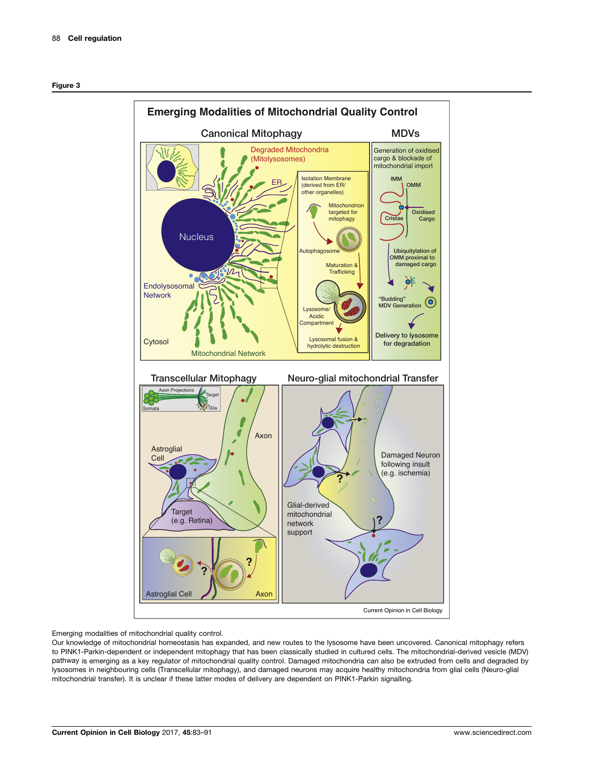**Figure 3**

Emerging modalities of mitochondrial quality control.

Our knowledge of mitochondrial homeostasis has expanded, and new routes to the lysosome have been uncovered. Canonical mitophagy refers to PINK1-Parkin-dependent or independent mitophagy that has been classically studied in cultured cells. The mitochondrial-derived vesicle (MDV) pathway is emerging as a key regulator of mitochondrial quality control. Damaged mitochondria can also be extruded from cells and degraded by lysosomes in neighbouring cells (Transcellular mitophagy), and damaged neurons may acquire healthy mitochondria from glial cells (Neuro-glial mitochondrial transfer). It is unclear if these latter modes of delivery are dependent on PINK1-Parkin signalling.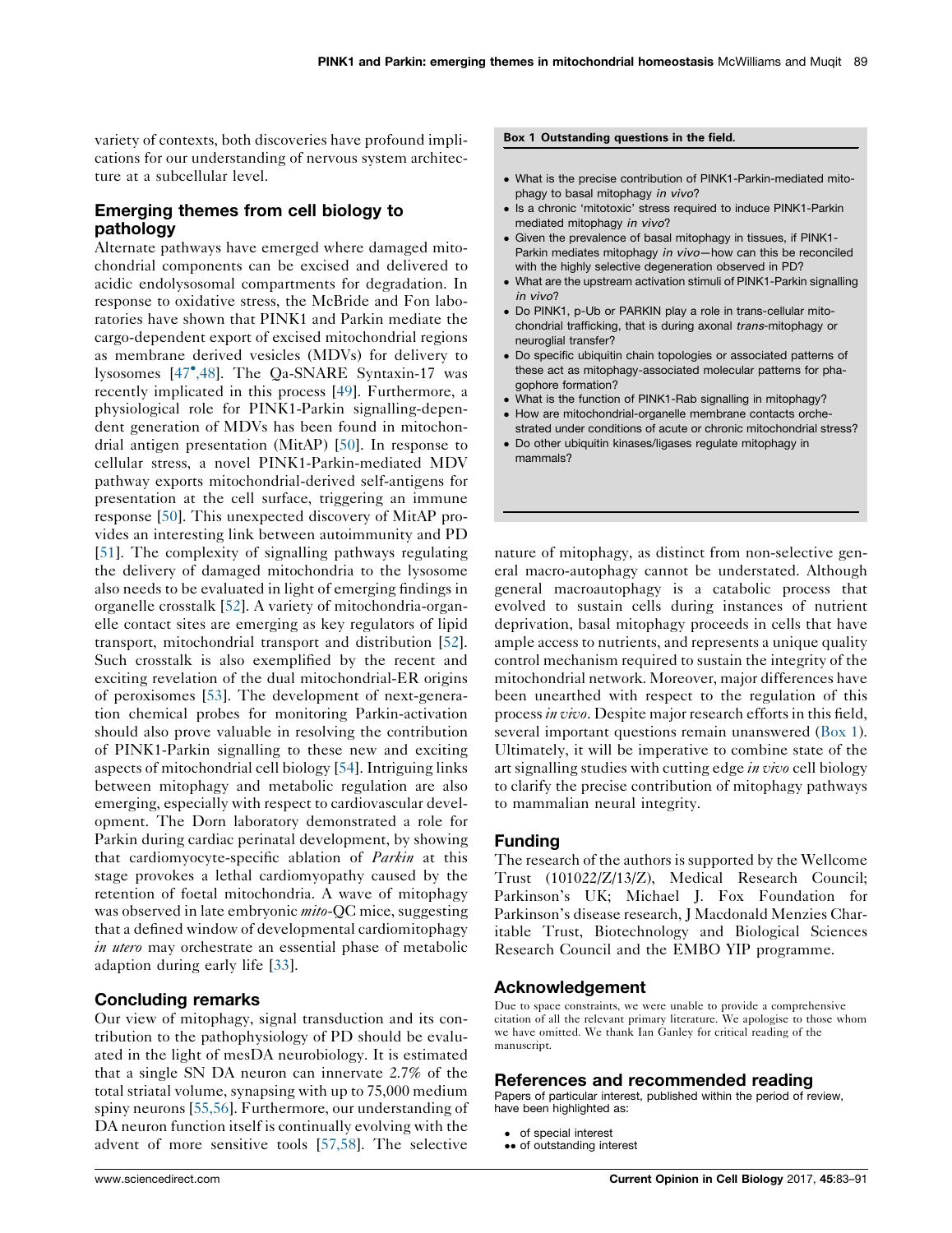variety of contexts, both discoveries have profound implications for our understanding of nervous system architecture at a subcellular level.

## Emerging themes from cell biology to pathology

Alternate pathways have emerged where damaged mitochondrial components can be excised and delivered to acidic endolysosomal compartments for degradation. In response to oxidative stress, the McBride and Fon laboratories have shown that PINK1 and Parkin mediate the cargo-dependent export of excised mitochondrial regions as membrane derived vesicles (MDVs) for delivery to lysosomes [47•,48]. The Qa-SNARE Syntaxin-17 was recently implicated in this process [49]. Furthermore, a physiological role for PINK1-Parkin signalling-dependent generation of MDVs has been found in mitochondrial antigen presentation (MitAP) [50]. In response to cellular stress, a novel PINK1-Parkin-mediated MDV pathway exports mitochondrial-derived self-antigens for presentation at the cell surface, triggering an immune response [50]. This unexpected discovery of MitAP provides an interesting link between autoimmunity and PD [51]. The complexity of signalling pathways regulating the delivery of damaged mitochondria to the lysosome also needs to be evaluated in light of emerging findings in organelle crosstalk [52]. A variety of mitochondria-organelle contact sites are emerging as key regulators of lipid transport, mitochondrial transport and distribution [52]. Such crosstalk is also exemplified by the recent and exciting revelation of the dual mitochondrial-ER origins of peroxisomes [53]. The development of next-generation chemical probes for monitoring Parkin-activation should also prove valuable in resolving the contribution of PINK1-Parkin signalling to these new and exciting aspects of mitochondrial cell biology [54]. Intriguing links between mitophagy and metabolic regulation are also emerging, especially with respect to cardiovascular development. The Dorn laboratory demonstrated a role for Parkin during cardiac perinatal development, by showing that cardiomyocyte-specific ablation of *Parkin* at this stage provokes a lethal cardiomyopathy caused by the retention of foetal mitochondria. A wave of mitophagy was observed in late embryonic *mito*-QC mice, suggesting that a defined window of developmental cardiomitophagy *in utero* may orchestrate an essential phase of metabolic adaption during early life [33].

**Box 1 Outstanding questions in the field.**

- What is the precise contribution of PINK1-Parkin-mediated mitophagy to basal mitophagy *in vivo*?
- Is a chronic 'mitotoxic' stress required to induce PINK1-Parkin mediated mitophagy *in vivo*?
- Given the prevalence of basal mitophagy in tissues, if PINK1-Parkin mediates mitophagy *in vivo*—how can this be reconciled with the highly selective degeneration observed in PD?
- What are the upstream activation stimuli of PINK1-Parkin signalling *in vivo*?
- Do PINK1, p-Ub or PARKIN play a role in trans-cellular mitochondrial trafficking, that is during axonal *trans*-mitophagy or neuroglial transfer?
- Do specific ubiquitin chain topologies or associated patterns of these act as mitophagy-associated molecular patterns for phagophore formation?
- What is the function of PINK1-Rab signalling in mitophagy?
- How are mitochondrial-organelle membrane contacts orchestrated under conditions of acute or chronic mitochondrial stress?
- Do other ubiquitin kinases/ligases regulate mitophagy in mammals?

## Concluding remarks

Our view of mitophagy, signal transduction and its contribution to the pathophysiology of PD should be evaluated in the light of mesDA neurobiology. It is estimated that a single SN DA neuron can innervate 2.7% of the total striatal volume, synapsing with up to 75,000 medium spiny neurons [55,56]. Furthermore, our understanding of DA neuron function itself is continually evolving with the advent of more sensitive tools [57,58]. The selective nature of mitophagy, as distinct from non-selective general macro-autophagy cannot be understated. Although general macroautophagy is a catabolic process that evolved to sustain cells during instances of nutrient deprivation, basal mitophagy proceeds in cells that have ample access to nutrients, and represents a unique quality control mechanism required to sustain the integrity of the mitochondrial network. Moreover, major differences have been unearthed with respect to the regulation of this process *in vivo*. Despite major research efforts in this field, several important questions remain unanswered (Box 1). Ultimately, it will be imperative to combine state of the art signalling studies with cutting edge *in vivo* cell biology to clarify the precise contribution of mitophagy pathways to mammalian neural integrity.

## Funding

The research of the authors is supported by the Wellcome Trust (101022/Z/13/Z), Medical Research Council; Parkinson's UK; Michael J. Fox Foundation for Parkinson's disease research, J Macdonald Menzies Charitable Trust, Biotechnology and Biological Sciences Research Council and the EMBO YIP programme.

## Acknowledgement

Due to space constraints, we were unable to provide a comprehensive citation of all the relevant primary literature. We apologise to those whom we have omitted. We thank Ian Ganley for critical reading of the manuscript.

## References and recommended reading

Papers of particular interest, published within the period of review, have been highlighted as:

- • of special interest
- •• of outstanding interest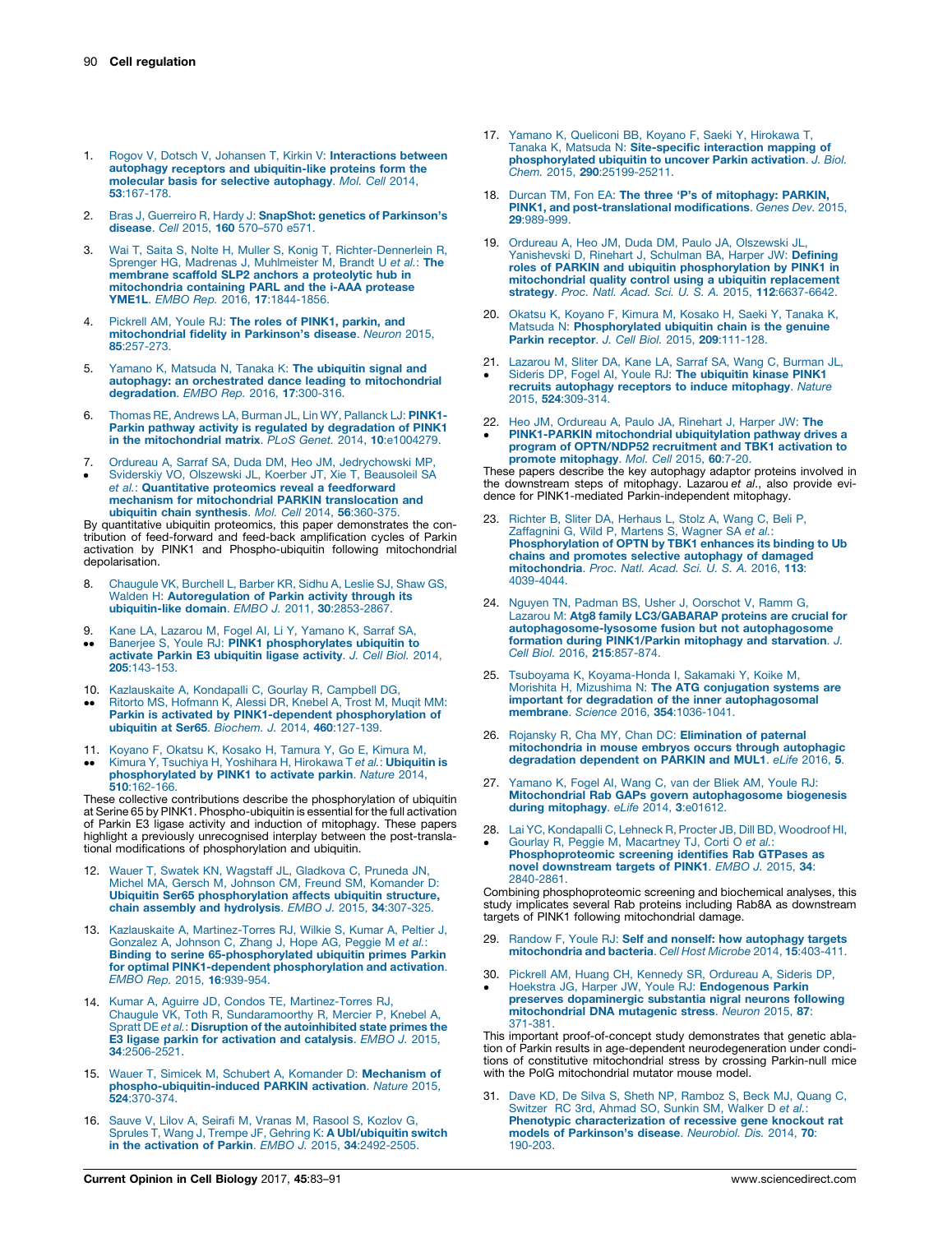1. Rogov V, Dotsch V, Johansen T, Kirkin V: **Interactions between autophagy receptors and ubiquitin-like proteins form the molecular basis for selective autophagy**. *Mol. Cell* 2014, **53**:167-178.

2. Bras J, Guerreiro R, Hardy J: **SnapShot: genetics of Parkinson's disease**. *Cell* 2015, **160** 570–570 e571.

3. Wai T, Saita S, Nolte H, Muller S, Konig T, Richter-Dennerlein R, Sprenger HG, Madrenas J, Muhlmeister M, Brandt U *et al.*: **The membrane scaffold SLP2 anchors a proteolytic hub in mitochondria containing PARL and the i-AAA protease YME1L**. *EMBO Rep.* 2016, **17**:1844-1856.

4. Pickrell AM, Youle RJ: **The roles of PINK1, parkin, and mitochondrial fidelity in Parkinson's disease**. *Neuron* 2015, **85**:257-273.

5. Yamano K, Matsuda N, Tanaka K: **The ubiquitin signal and autophagy: an orchestrated dance leading to mitochondrial degradation**. *EMBO Rep.* 2016, **17**:300-316.

6. Thomas RE, Andrews LA, Burman JL, Lin WY, Pallanck LJ: **PINK1-Parkin pathway activity is regulated by degradation of PINK1 in the mitochondrial matrix**. *PLoS Genet.* 2014, **10**:e1004279.

7. • Ordureau A, Sarraf SA, Duda DM, Heo JM, Jedrychowski MP, Sviderskiy VO, Olszewski JL, Koerber JT, Xie T, Beausoleil SA *et al.*: **Quantitative proteomics reveal a feedforward mechanism for mitochondrial PARKIN translocation and ubiquitin chain synthesis**. *Mol. Cell* 2014, **56**:360-375.
By quantitative ubiquitin proteomics, this paper demonstrates the contribution of feed-forward and feed-back amplification cycles of Parkin activation by PINK1 and Phospho-ubiquitin following mitochondrial depolarisation.

8. Chaugule VK, Burchell L, Barber KR, Sidhu A, Leslie SJ, Shaw GS, Walden H: **Autoregulation of Parkin activity through its ubiquitin-like domain**. *EMBO J.* 2011, **30**:2853-2867.

9. •• Kane LA, Lazarou M, Fogel AI, Li Y, Yamano K, Sarraf SA, Banerjee S, Youle RJ: **PINK1 phosphorylates ubiquitin to activate Parkin E3 ubiquitin ligase activity**. *J. Cell Biol.* 2014, **205**:143-153.

10. •• Kazlauskaite A, Kondapalli C, Gourlay R, Campbell DG, Ritorto MS, Hofmann K, Alessi DR, Knebel A, Trost M, Muqit MM: **Parkin is activated by PINK1-dependent phosphorylation of ubiquitin at Ser65**. *Biochem. J.* 2014, **460**:127-139.

11. •• Koyano F, Okatsu K, Kosako H, Tamura Y, Go E, Kimura M, Kimura Y, Tsuchiya H, Yoshihara H, Hirokawa T *et al.*: **Ubiquitin is phosphorylated by PINK1 to activate parkin**. *Nature* 2014, **510**:162-166.
These collective contributions describe the phosphorylation of ubiquitin at Serine 65 by PINK1. Phospho-ubiquitin is essential for the full activation of Parkin E3 ligase activity and induction of mitophagy. These papers highlight a previously unrecognised interplay between the post-translational modifications of phosphorylation and ubiquitin.

12. Wauer T, Swatek KN, Wagstaff JL, Gladkova C, Pruneda JN, Michel MA, Gersch M, Johnson CM, Freund SM, Komander D: **Ubiquitin Ser65 phosphorylation affects ubiquitin structure, chain assembly and hydrolysis**. *EMBO J.* 2015, **34**:307-325.

13. Kazlauskaite A, Martinez-Torres RJ, Wilkie S, Kumar A, Peltier J, Gonzalez A, Johnson C, Zhang J, Hope AG, Peggie M *et al.*: **Binding to serine 65-phosphorylated ubiquitin primes Parkin for optimal PINK1-dependent phosphorylation and activation**. *EMBO Rep.* 2015, **16**:939-954.

14. Kumar A, Aguirre JD, Condos TE, Martinez-Torres RJ, Chaugule VK, Toth R, Sundaramoorthy R, Mercier P, Knebel A, Spratt DE *et al.*: **Disruption of the autoinhibited state primes the E3 ligase parkin for activation and catalysis**. *EMBO J.* 2015, **34**:2506-2521.

15. Wauer T, Simicek M, Schubert A, Komander D: **Mechanism of phospho-ubiquitin-induced PARKIN activation**. *Nature* 2015, **524**:370-374.

16. Sauve V, Lilov A, Seirafi M, Vranas M, Rasool S, Kozlov G, Sprules T, Wang J, Trempe JF, Gehring K: **A Ubl/ubiquitin switch in the activation of Parkin**. *EMBO J.* 2015, **34**:2492-2505.

17. Yamano K, Queliconi BB, Koyano F, Saeki Y, Hirokawa T, Tanaka K, Matsuda N: **Site-specific interaction mapping of phosphorylated ubiquitin to uncover Parkin activation**. *J. Biol. Chem.* 2015, **290**:25199-25211.

18. Durcan TM, Fon EA: **The three 'P's of mitophagy: PARKIN, PINK1, and post-translational modifications**. *Genes Dev.* 2015, **29**:989-999.

19. Ordureau A, Heo JM, Duda DM, Paulo JA, Olszewski JL, Yanishevski D, Rinehart J, Schulman BA, Harper JW: **Defining roles of PARKIN and ubiquitin phosphorylation by PINK1 in mitochondrial quality control using a ubiquitin replacement strategy**. *Proc. Natl. Acad. Sci. U. S. A.* 2015, **112**:6637-6642.

20. Okatsu K, Koyano F, Kimura M, Kosako H, Saeki Y, Tanaka K, Matsuda N: **Phosphorylated ubiquitin chain is the genuine Parkin receptor**. *J. Cell Biol.* 2015, **209**:111-128.

21. • Lazarou M, Sliter DA, Kane LA, Sarraf SA, Wang C, Burman JL, Sideris DP, Fogel AI, Youle RJ: **The ubiquitin kinase PINK1 recruits autophagy receptors to induce mitophagy**. *Nature* 2015, **524**:309-314.

22. • Heo JM, Ordureau A, Paulo JA, Rinehart J, Harper JW: **The PINK1-PARKIN mitochondrial ubiquitylation pathway drives a program of OPTN/NDP52 recruitment and TBK1 activation to promote mitophagy**. *Mol. Cell* 2015, **60**:7-20.
These papers describe the key autophagy adaptor proteins involved in the downstream steps of mitophagy. Lazarou *et al*., also provide evidence for PINK1-mediated Parkin-independent mitophagy.

23. Richter B, Sliter DA, Herhaus L, Stolz A, Wang C, Beli P, Zaffagnini G, Wild P, Martens S, Wagner SA *et al.*: **Phosphorylation of OPTN by TBK1 enhances its binding to Ub chains and promotes selective autophagy of damaged mitochondria**. *Proc. Natl. Acad. Sci. U. S. A.* 2016, **113**:4039-4044.

24. Nguyen TN, Padman BS, Usher J, Oorschot V, Ramm G, Lazarou M: **Atg8 family LC3/GABARAP proteins are crucial for autophagosome-lysosome fusion but not autophagosome formation during PINK1/Parkin mitophagy and starvation**. *J. Cell Biol.* 2016, **215**:857-874.

25. Tsuboyama K, Koyama-Honda I, Sakamaki Y, Koike M, Morishita H, Mizushima N: **The ATG conjugation systems are important for degradation of the inner autophagosomal membrane**. *Science* 2016, **354**:1036-1041.

26. Rojansky R, Cha MY, Chan DC: **Elimination of paternal mitochondria in mouse embryos occurs through autophagic degradation dependent on PARKIN and MUL1**. *eLife* 2016, **5**.

27. Yamano K, Fogel AI, Wang C, van der Bliek AM, Youle RJ: **Mitochondrial Rab GAPs govern autophagosome biogenesis during mitophagy**. *eLife* 2014, **3**:e01612.

28. • Lai YC, Kondapalli C, Lehneck R, Procter JB, Dill BD, Woodroof HI, Gourlay R, Peggie M, Macartney TJ, Corti O *et al.*: **Phosphoproteomic screening identifies Rab GTPases as novel downstream targets of PINK1**. *EMBO J.* 2015, **34**:2840-2861.
Combining phosphoproteomic screening and biochemical analyses, this study implicates several Rab proteins including Rab8A as downstream targets of PINK1 following mitochondrial damage.

29. Randow F, Youle RJ: **Self and nonself: how autophagy targets mitochondria and bacteria**. *Cell Host Microbe* 2014, **15**:403-411.

30. • Pickrell AM, Huang CH, Kennedy SR, Ordureau A, Sideris DP, Hoekstra JG, Harper JW, Youle RJ: **Endogenous Parkin preserves dopaminergic substantia nigral neurons following mitochondrial DNA mutagenic stress**. *Neuron* 2015, **87**:371-381.
This important proof-of-concept study demonstrates that genetic ablation of Parkin results in age-dependent neurodegeneration under conditions of constitutive mitochondrial stress by crossing Parkin-null mice with the PolG mitochondrial mutator mouse model.

31. Dave KD, De Silva S, Sheth NP, Ramboz S, Beck MJ, Quang C, Switzer RC 3rd, Ahmad SO, Sunkin SM, Walker D *et al.*: **Phenotypic characterization of recessive gene knockout rat models of Parkinson's disease**. *Neurobiol. Dis.* 2014, **70**:190-203.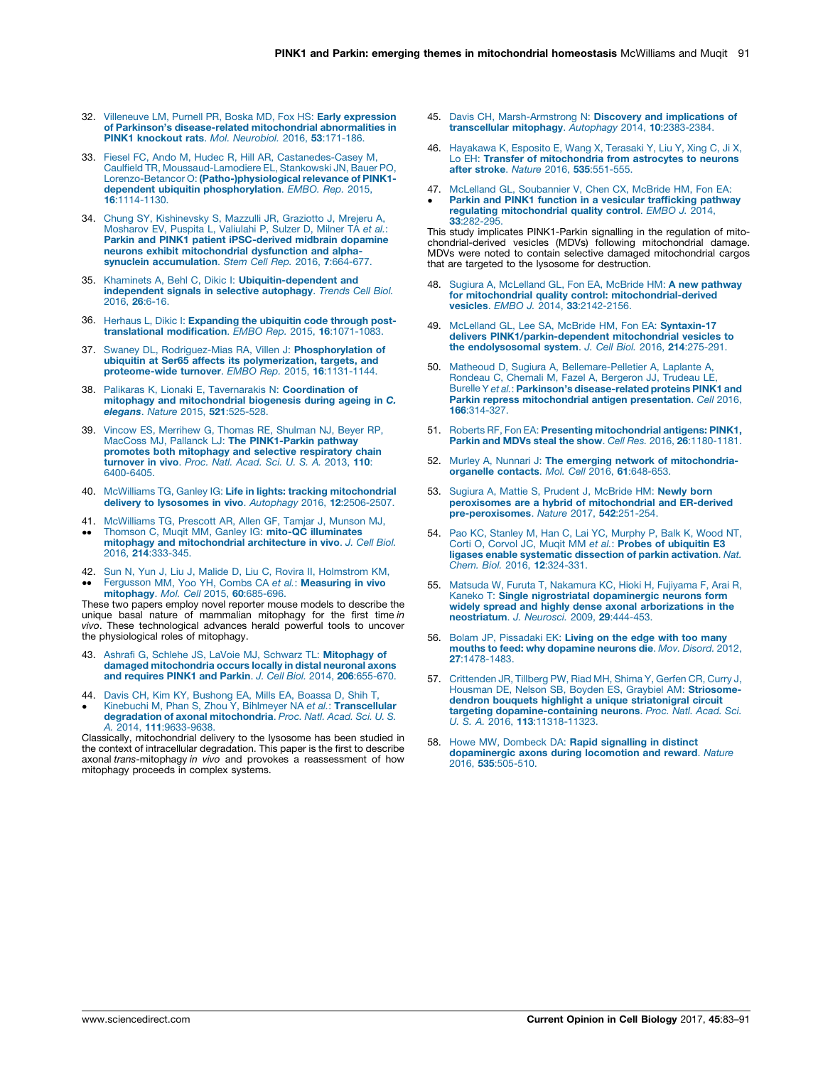32. Villeneuve LM, Purnell PR, Boska MD, Fox HS: **Early expression of Parkinson's disease-related mitochondrial abnormalities in PINK1 knockout rats**. *Mol. Neurobiol.* 2016, **53**:171-186.

33. Fiesel FC, Ando M, Hudec R, Hill AR, Castanedes-Casey M, Caulfield TR, Moussaud-Lamodiere EL, Stankowski JN, Bauer PO, Lorenzo-Betancor O: **(Patho-)physiological relevance of PINK1-dependent ubiquitin phosphorylation**. *EMBO. Rep.* 2015, **16**:1114-1130.

34. Chung SY, Kishinevsky S, Mazzulli JR, Graziotto J, Mrejeru A, Mosharov EV, Puspita L, Valiulahi P, Sulzer D, Milner TA *et al.*: **Parkin and PINK1 patient iPSC-derived midbrain dopamine neurons exhibit mitochondrial dysfunction and alpha-synuclein accumulation**. *Stem Cell Rep.* 2016, **7**:664-677.

35. Khaminets A, Behl C, Dikic I: **Ubiquitin-dependent and independent signals in selective autophagy**. *Trends Cell Biol.* 2016, **26**:6-16.

36. Herhaus L, Dikic I: **Expanding the ubiquitin code through post-translational modification**. *EMBO Rep.* 2015, **16**:1071-1083.

37. Swaney DL, Rodriguez-Mias RA, Villen J: **Phosphorylation of ubiquitin at Ser65 affects its polymerization, targets, and proteome-wide turnover**. *EMBO Rep.* 2015, **16**:1131-1144.

38. Palikaras K, Lionaki E, Tavernarakis N: **Coordination of mitophagy and mitochondrial biogenesis during ageing in *C. elegans***. *Nature* 2015, **521**:525-528.

39. Vincow ES, Merrihew G, Thomas RE, Shulman NJ, Beyer RP, MacCoss MJ, Pallanck LJ: **The PINK1-Parkin pathway promotes both mitophagy and selective respiratory chain turnover in vivo**. *Proc. Natl. Acad. Sci. U. S. A.* 2013, **110**:6400-6405.

40. McWilliams TG, Ganley IG: **Life in lights: tracking mitochondrial delivery to lysosomes in vivo**. *Autophagy* 2016, **12**:2506-2507.

41. •• McWilliams TG, Prescott AR, Allen GF, Tamjar J, Munson MJ, Thomson C, Muqit MM, Ganley IG: **mito-QC illuminates mitophagy and mitochondrial architecture in vivo**. *J. Cell Biol.* 2016, **214**:333-345.

42. •• Sun N, Yun J, Liu J, Malide D, Liu C, Rovira II, Holmstrom KM, Fergusson MM, Yoo YH, Combs CA *et al.*: **Measuring in vivo mitophagy**. *Mol. Cell* 2015, **60**:685-696.

These two papers employ novel reporter mouse models to describe the unique basal nature of mammalian mitophagy for the first time *in vivo*. These technological advances herald powerful tools to uncover the physiological roles of mitophagy.

43. Ashrafi G, Schlehe JS, LaVoie MJ, Schwarz TL: **Mitophagy of damaged mitochondria occurs locally in distal neuronal axons and requires PINK1 and Parkin**. *J. Cell Biol.* 2014, **206**:655-670.

44. • Davis CH, Kim KY, Bushong EA, Mills EA, Boassa D, Shih T, Kinebuchi M, Phan S, Zhou Y, Bihlmeyer NA *et al.*: **Transcellular degradation of axonal mitochondria**. *Proc. Natl. Acad. Sci. U. S. A.* 2014, **111**:9633-9638.

Classically, mitochondrial delivery to the lysosome has been studied in the context of intracellular degradation. This paper is the first to describe axonal *trans*-mitophagy *in vivo* and provokes a reassessment of how mitophagy proceeds in complex systems.

45. Davis CH, Marsh-Armstrong N: **Discovery and implications of transcellular mitophagy**. *Autophagy* 2014, **10**:2383-2384.

46. Hayakawa K, Esposito E, Wang X, Terasaki Y, Liu Y, Xing C, Ji X, Lo EH: **Transfer of mitochondria from astrocytes to neurons after stroke**. *Nature* 2016, **535**:551-555.

47. • McLelland GL, Soubannier V, Chen CX, McBride HM, Fon EA: **Parkin and PINK1 function in a vesicular trafficking pathway regulating mitochondrial quality control**. *EMBO J.* 2014, **33**:282-295.

This study implicates PINK1-Parkin signalling in the regulation of mitochondrial-derived vesicles (MDVs) following mitochondrial damage. MDVs were noted to contain selective damaged mitochondrial cargos that are targeted to the lysosome for destruction.

48. Sugiura A, McLelland GL, Fon EA, McBride HM: **A new pathway for mitochondrial quality control: mitochondrial-derived vesicles**. *EMBO J.* 2014, **33**:2142-2156.

49. McLelland GL, Lee SA, McBride HM, Fon EA: **Syntaxin-17 delivers PINK1/parkin-dependent mitochondrial vesicles to the endolysosomal system**. *J. Cell Biol.* 2016, **214**:275-291.

50. Matheoud D, Sugiura A, Bellemare-Pelletier A, Laplante A, Rondeau C, Chemali M, Fazel A, Bergeron JJ, Trudeau LE, Burelle Y *et al.*: **Parkinson's disease-related proteins PINK1 and Parkin repress mitochondrial antigen presentation**. *Cell* 2016, **166**:314-327.

51. Roberts RF, Fon EA: **Presenting mitochondrial antigens: PINK1, Parkin and MDVs steal the show**. *Cell Res.* 2016, **26**:1180-1181.

52. Murley A, Nunnari J: **The emerging network of mitochondria-organelle contacts**. *Mol. Cell* 2016, **61**:648-653.

53. Sugiura A, Mattie S, Prudent J, McBride HM: **Newly born peroxisomes are a hybrid of mitochondrial and ER-derived pre-peroxisomes**. *Nature* 2017, **542**:251-254.

54. Pao KC, Stanley M, Han C, Lai YC, Murphy P, Balk K, Wood NT, Corti O, Corvol JC, Muqit MM *et al.*: **Probes of ubiquitin E3 ligases enable systematic dissection of parkin activation**. *Nat. Chem. Biol.* 2016, **12**:324-331.

55. Matsuda W, Furuta T, Nakamura KC, Hioki H, Fujiyama F, Arai R, Kaneko T: **Single nigrostriatal dopaminergic neurons form widely spread and highly dense axonal arborizations in the neostriatum**. *J. Neurosci.* 2009, **29**:444-453.

56. Bolam JP, Pissadaki EK: **Living on the edge with too many mouths to feed: why dopamine neurons die**. *Mov. Disord.* 2012, **27**:1478-1483.

57. Crittenden JR, Tillberg PW, Riad MH, Shima Y, Gerfen CR, Curry J, Housman DE, Nelson SB, Boyden ES, Graybiel AM: **Striosome-dendron bouquets highlight a unique striatonigral circuit targeting dopamine-containing neurons**. *Proc. Natl. Acad. Sci. U. S. A.* 2016, **113**:11318-11323.

58. Howe MW, Dombeck DA: **Rapid signalling in distinct dopaminergic axons during locomotion and reward**. *Nature* 2016, **535**:505-510.